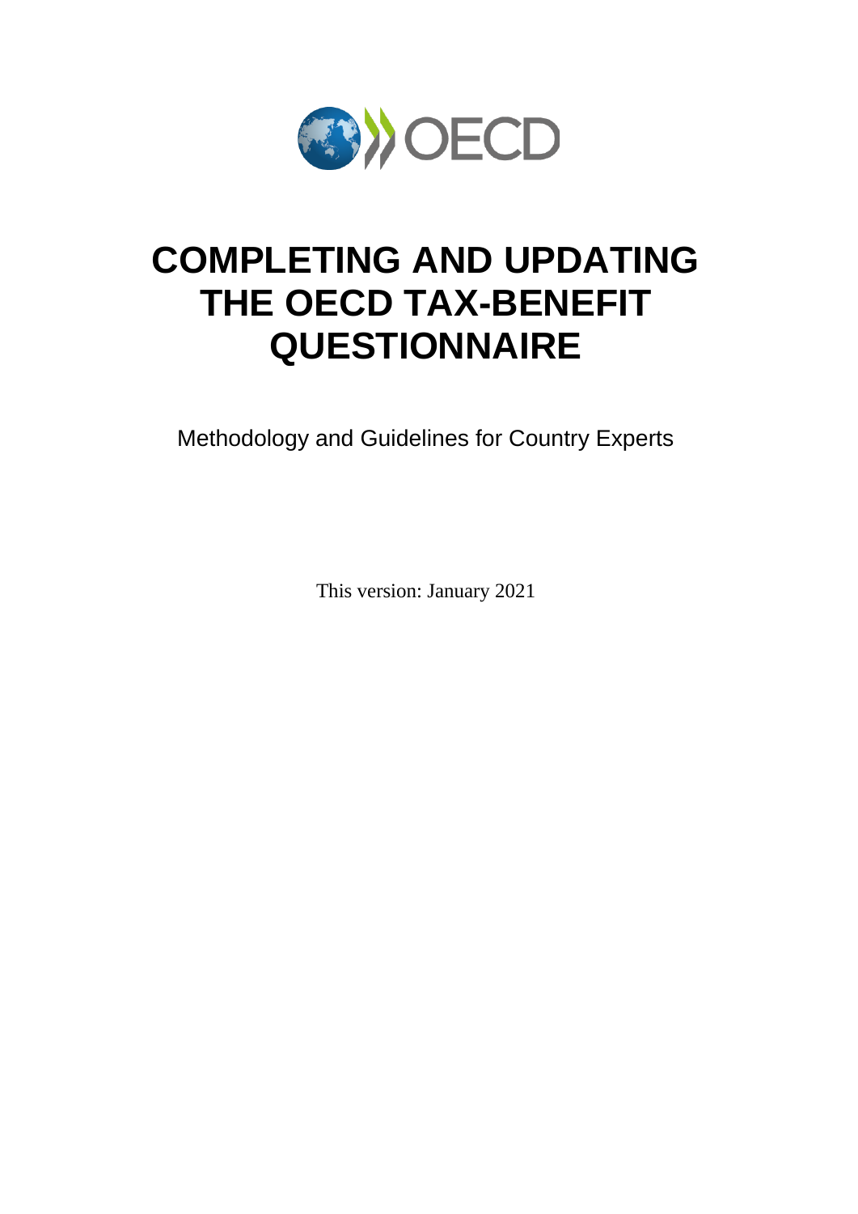# COMPLETING AND UPDATING THE OECD TAX-BENEFIT QUESTIONNAIRE

Methodology and Guidelines for Country Experts

This version: January 2021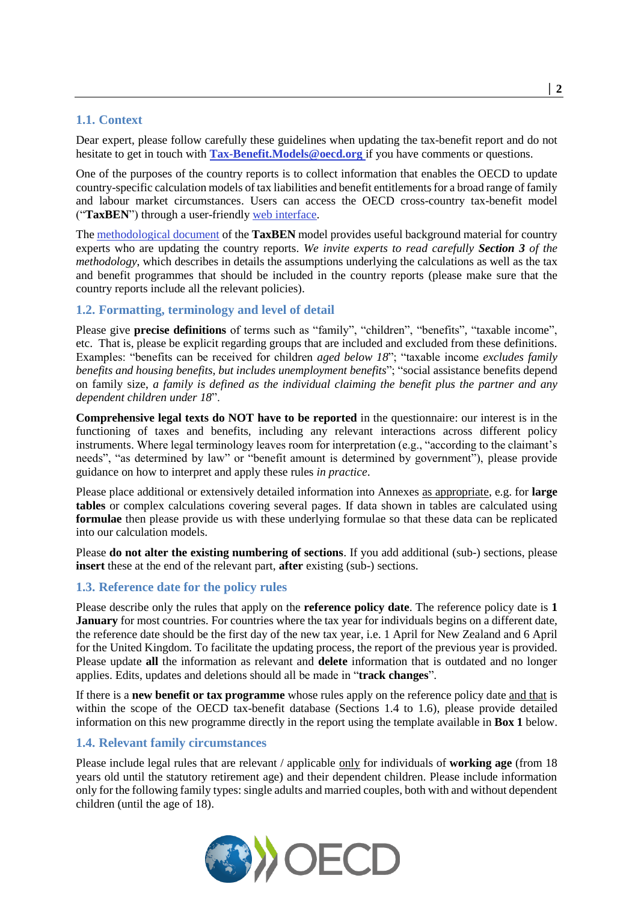## 1.1. Context

Dear expert, please follow carefully these guidelines when updating the tax-benefit report and do not hesitate to get in touch with **Tax-Benefit.Models@oecd.org** if you have comments or questions.

One of the purposes of the country reports is to collect information that enables the OECD to update country-specific calculation models of tax liabilities and benefit entitlements for a broad range of family and labour market circumstances. Users can access the OECD cross-country tax-benefit model ("**TaxBEN**") through a user-friendly web interface.

The methodological document of the **TaxBEN** model provides useful background material for country experts who are updating the country reports. *We invite experts to read carefully **Section 3** of the methodology*, which describes in details the assumptions underlying the calculations as well as the tax and benefit programmes that should be included in the country reports (please make sure that the country reports include all the relevant policies).

## 1.2. Formatting, terminology and level of detail

Please give **precise definitions** of terms such as "family", "children", "benefits", "taxable income", etc. That is, please be explicit regarding groups that are included and excluded from these definitions. Examples: "benefits can be received for children *aged below 18*"; "taxable income *excludes family benefits and housing benefits, but includes unemployment benefits*"; "social assistance benefits depend on family size, *a family is defined as the individual claiming the benefit plus the partner and any dependent children under 18*".

**Comprehensive legal texts do NOT have to be reported** in the questionnaire: our interest is in the functioning of taxes and benefits, including any relevant interactions across different policy instruments. Where legal terminology leaves room for interpretation (e.g., "according to the claimant's needs", "as determined by law" or "benefit amount is determined by government"), please provide guidance on how to interpret and apply these rules *in practice*.

Please place additional or extensively detailed information into Annexes as appropriate, e.g. for **large tables** or complex calculations covering several pages. If data shown in tables are calculated using **formulae** then please provide us with these underlying formulae so that these data can be replicated into our calculation models.

Please **do not alter the existing numbering of sections**. If you add additional (sub-) sections, please **insert** these at the end of the relevant part, **after** existing (sub-) sections.

## 1.3. Reference date for the policy rules

Please describe only the rules that apply on the **reference policy date**. The reference policy date is **1 January** for most countries. For countries where the tax year for individuals begins on a different date, the reference date should be the first day of the new tax year, i.e. 1 April for New Zealand and 6 April for the United Kingdom. To facilitate the updating process, the report of the previous year is provided. Please update **all** the information as relevant and **delete** information that is outdated and no longer applies. Edits, updates and deletions should all be made in "**track changes**".

If there is a **new benefit or tax programme** whose rules apply on the reference policy date and that is within the scope of the OECD tax-benefit database (Sections 1.4 to 1.6), please provide detailed information on this new programme directly in the report using the template available in **Box 1** below.

## 1.4. Relevant family circumstances

Please include legal rules that are relevant / applicable only for individuals of **working age** (from 18 years old until the statutory retirement age) and their dependent children. Please include information only for the following family types: single adults and married couples, both with and without dependent children (until the age of 18).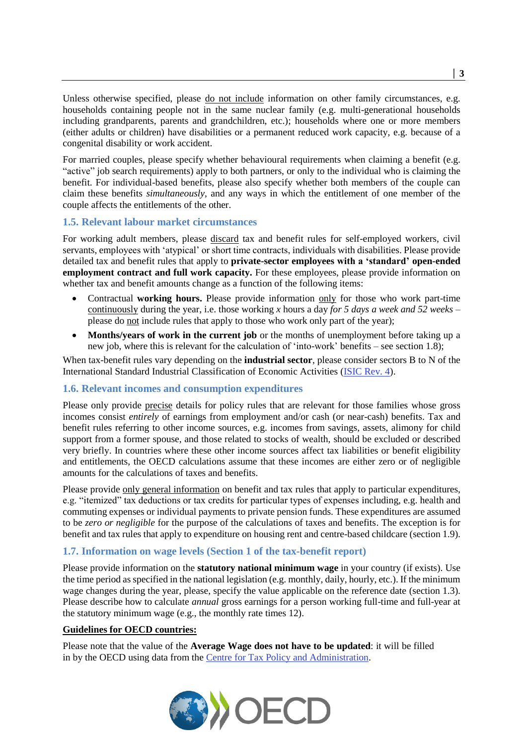Unless otherwise specified, please do not include information on other family circumstances, e.g. households containing people not in the same nuclear family (e.g. multi-generational households including grandparents, parents and grandchildren, etc.); households where one or more members (either adults or children) have disabilities or a permanent reduced work capacity, e.g. because of a congenital disability or work accident.

For married couples, please specify whether behavioural requirements when claiming a benefit (e.g. "active" job search requirements) apply to both partners, or only to the individual who is claiming the benefit. For individual-based benefits, please also specify whether both members of the couple can claim these benefits *simultaneously*, and any ways in which the entitlement of one member of the couple affects the entitlements of the other.

### 1.5. Relevant labour market circumstances

For working adult members, please discard tax and benefit rules for self-employed workers, civil servants, employees with 'atypical' or short time contracts, individuals with disabilities. Please provide detailed tax and benefit rules that apply to **private-sector employees with a 'standard' open-ended employment contract and full work capacity.** For these employees, please provide information on whether tax and benefit amounts change as a function of the following items:

- Contractual **working hours.** Please provide information only for those who work part-time continuously during the year, i.e. those working *x* hours a day *for 5 days a week and 52 weeks* – please do not include rules that apply to those who work only part of the year);
- **Months/years of work in the current job** or the months of unemployment before taking up a new job, where this is relevant for the calculation of 'into-work' benefits – see section 1.8);

When tax-benefit rules vary depending on the **industrial sector**, please consider sectors B to N of the International Standard Industrial Classification of Economic Activities (ISIC Rev. 4).

### 1.6. Relevant incomes and consumption expenditures

Please only provide precise details for policy rules that are relevant for those families whose gross incomes consist *entirely* of earnings from employment and/or cash (or near-cash) benefits. Tax and benefit rules referring to other income sources, e.g. incomes from savings, assets, alimony for child support from a former spouse, and those related to stocks of wealth, should be excluded or described very briefly. In countries where these other income sources affect tax liabilities or benefit eligibility and entitlements, the OECD calculations assume that these incomes are either zero or of negligible amounts for the calculations of taxes and benefits.

Please provide only general information on benefit and tax rules that apply to particular expenditures, e.g. "itemized" tax deductions or tax credits for particular types of expenses including, e.g. health and commuting expenses or individual payments to private pension funds. These expenditures are assumed to be *zero or negligible* for the purpose of the calculations of taxes and benefits. The exception is for benefit and tax rules that apply to expenditure on housing rent and centre-based childcare (section 1.9).

### 1.7. Information on wage levels (Section 1 of the tax-benefit report)

Please provide information on the **statutory national minimum wage** in your country (if exists). Use the time period as specified in the national legislation (e.g. monthly, daily, hourly, etc.). If the minimum wage changes during the year, please, specify the value applicable on the reference date (section 1.3). Please describe how to calculate *annual* gross earnings for a person working full-time and full-year at the statutory minimum wage (e.g., the monthly rate times 12).

**Guidelines for OECD countries:**

Please note that the value of the **Average Wage does not have to be updated**: it will be filled in by the OECD using data from the Centre for Tax Policy and Administration.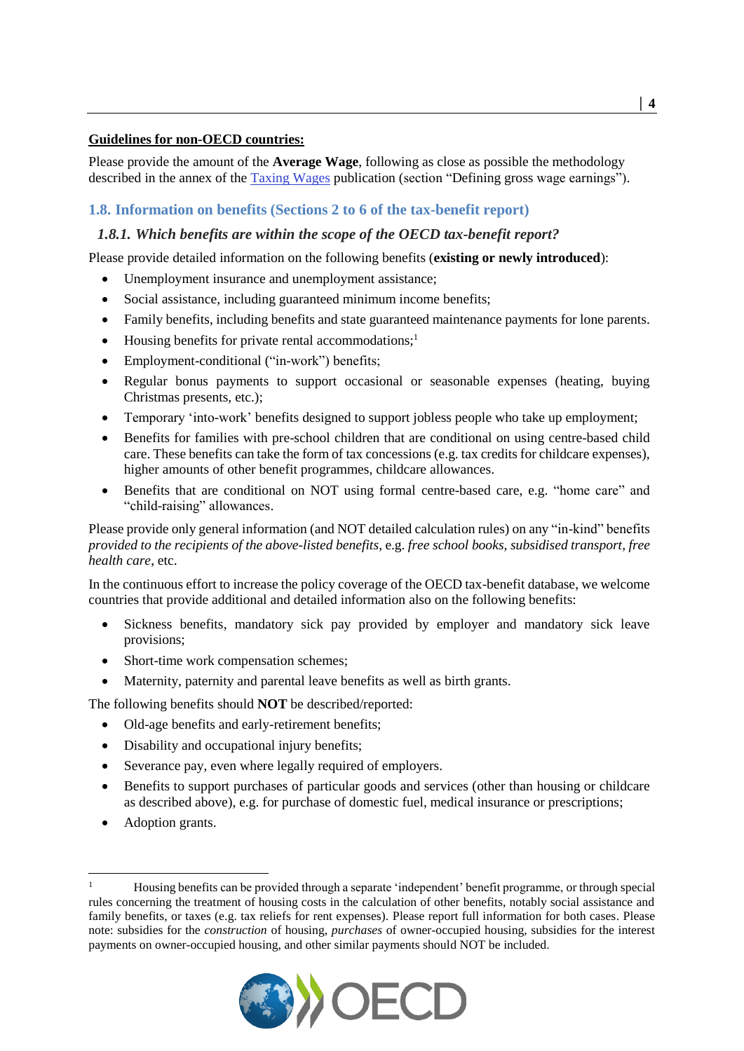**Guidelines for non-OECD countries:**

Please provide the amount of the **Average Wage**, following as close as possible the methodology described in the annex of the Taxing Wages publication (section "Defining gross wage earnings").

## 1.8. Information on benefits (Sections 2 to 6 of the tax-benefit report)

### *1.8.1. Which benefits are within the scope of the OECD tax-benefit report?*

Please provide detailed information on the following benefits (**existing or newly introduced**):

- Unemployment insurance and unemployment assistance;
- Social assistance, including guaranteed minimum income benefits;
- Family benefits, including benefits and state guaranteed maintenance payments for lone parents.
- Housing benefits for private rental accommodations;[1]
- Employment-conditional ("in-work") benefits;
- Regular bonus payments to support occasional or seasonable expenses (heating, buying Christmas presents, etc.);
- Temporary 'into-work' benefits designed to support jobless people who take up employment;
- Benefits for families with pre-school children that are conditional on using centre-based child care. These benefits can take the form of tax concessions (e.g. tax credits for childcare expenses), higher amounts of other benefit programmes, childcare allowances.
- Benefits that are conditional on NOT using formal centre-based care, e.g. "home care" and "child-raising" allowances.

Please provide only general information (and NOT detailed calculation rules) on any "in-kind" benefits *provided to the recipients of the above-listed benefits*, e.g. *free school books, subsidised transport, free health care*, etc.

In the continuous effort to increase the policy coverage of the OECD tax-benefit database, we welcome countries that provide additional and detailed information also on the following benefits:

- Sickness benefits, mandatory sick pay provided by employer and mandatory sick leave provisions;
- Short-time work compensation schemes;
- Maternity, paternity and parental leave benefits as well as birth grants.

The following benefits should **NOT** be described/reported:

- Old-age benefits and early-retirement benefits;
- Disability and occupational injury benefits;
- Severance pay, even where legally required of employers.
- Benefits to support purchases of particular goods and services (other than housing or childcare as described above), e.g. for purchase of domestic fuel, medical insurance or prescriptions;
- Adoption grants.

---

[1] Housing benefits can be provided through a separate 'independent' benefit programme, or through special rules concerning the treatment of housing costs in the calculation of other benefits, notably social assistance and family benefits, or taxes (e.g. tax reliefs for rent expenses). Please report full information for both cases. Please note: subsidies for the *construction* of housing, *purchases* of owner-occupied housing, subsidies for the interest payments on owner-occupied housing, and other similar payments should NOT be included.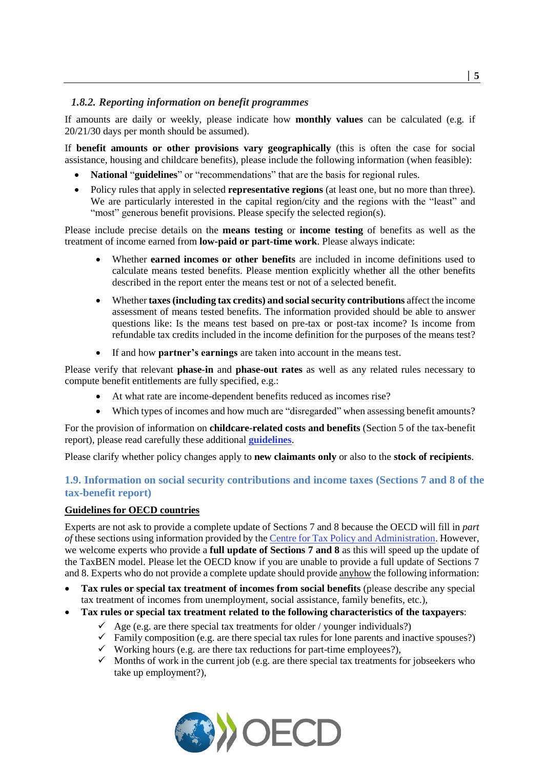### *1.8.2. Reporting information on benefit programmes*

If amounts are daily or weekly, please indicate how **monthly values** can be calculated (e.g. if 20/21/30 days per month should be assumed).

If **benefit amounts or other provisions vary geographically** (this is often the case for social assistance, housing and childcare benefits), please include the following information (when feasible):

- **National** "**guidelines**" or "recommendations" that are the basis for regional rules.
- Policy rules that apply in selected **representative regions** (at least one, but no more than three). We are particularly interested in the capital region/city and the regions with the "least" and "most" generous benefit provisions. Please specify the selected region(s).

Please include precise details on the **means testing** or **income testing** of benefits as well as the treatment of income earned from **low-paid or part-time work**. Please always indicate:

- Whether **earned incomes or other benefits** are included in income definitions used to calculate means tested benefits. Please mention explicitly whether all the other benefits described in the report enter the means test or not of a selected benefit.
- Whether **taxes (including tax credits) and social security contributions** affect the income assessment of means tested benefits. The information provided should be able to answer questions like: Is the means test based on pre-tax or post-tax income? Is income from refundable tax credits included in the income definition for the purposes of the means test?
- If and how **partner's earnings** are taken into account in the means test.

Please verify that relevant **phase-in** and **phase-out rates** as well as any related rules necessary to compute benefit entitlements are fully specified, e.g.:

- At what rate are income-dependent benefits reduced as incomes rise?
- Which types of incomes and how much are "disregarded" when assessing benefit amounts?

For the provision of information on **childcare-related costs and benefits** (Section 5 of the tax-benefit report), please read carefully these additional **guidelines**.

Please clarify whether policy changes apply to **new claimants only** or also to the **stock of recipients**.

## 1.9. Information on social security contributions and income taxes (Sections 7 and 8 of the tax-benefit report)

**Guidelines for OECD countries**

Experts are not ask to provide a complete update of Sections 7 and 8 because the OECD will fill in *part of* these sections using information provided by the Centre for Tax Policy and Administration. However, we welcome experts who provide a **full update of Sections 7 and 8** as this will speed up the update of the TaxBEN model. Please let the OECD know if you are unable to provide a full update of Sections 7 and 8. Experts who do not provide a complete update should provide anyhow the following information:

- **Tax rules or special tax treatment of incomes from social benefits** (please describe any special tax treatment of incomes from unemployment, social assistance, family benefits, etc.),
- **Tax rules or special tax treatment related to the following characteristics of the taxpayers**:
  - ✓ Age (e.g. are there special tax treatments for older / younger individuals?)
  - ✓ Family composition (e.g. are there special tax rules for lone parents and inactive spouses?)
  - ✓ Working hours (e.g. are there tax reductions for part-time employees?),
  - ✓ Months of work in the current job (e.g. are there special tax treatments for jobseekers who take up employment?),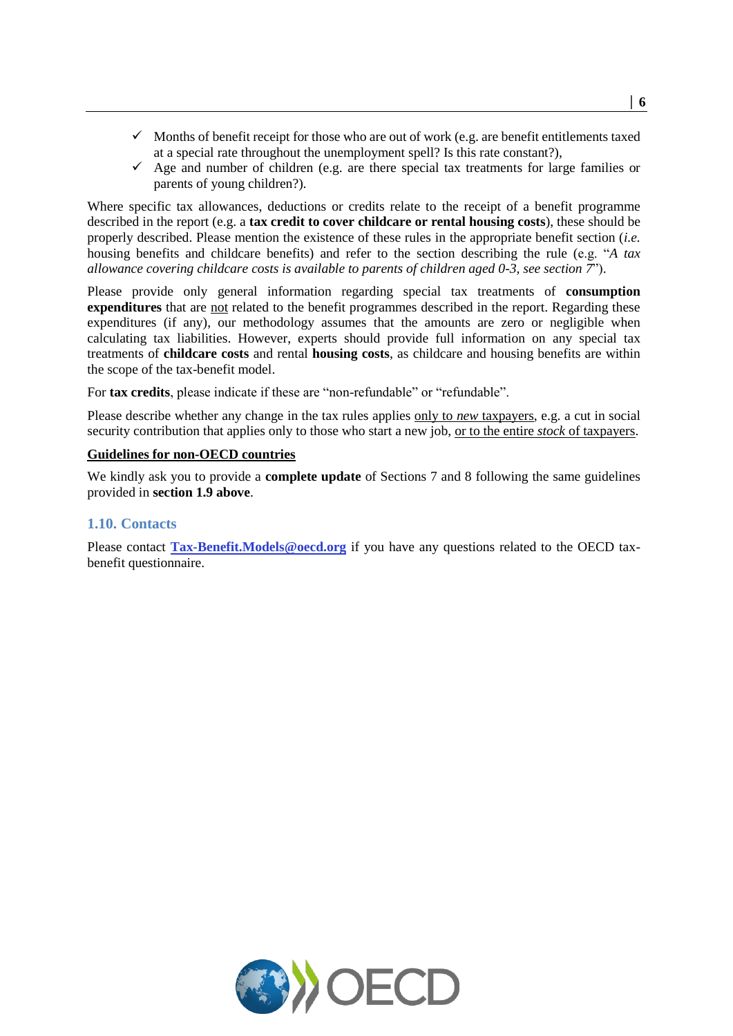- ✓ Months of benefit receipt for those who are out of work (e.g. are benefit entitlements taxed at a special rate throughout the unemployment spell? Is this rate constant?),
- ✓ Age and number of children (e.g. are there special tax treatments for large families or parents of young children?).

Where specific tax allowances, deductions or credits relate to the receipt of a benefit programme described in the report (e.g. a **tax credit to cover childcare or rental housing costs**), these should be properly described. Please mention the existence of these rules in the appropriate benefit section (*i.e.* housing benefits and childcare benefits) and refer to the section describing the rule (e.g. "*A tax allowance covering childcare costs is available to parents of children aged 0-3, see section 7*").

Please provide only general information regarding special tax treatments of **consumption expenditures** that are <u>not</u> related to the benefit programmes described in the report. Regarding these expenditures (if any), our methodology assumes that the amounts are zero or negligible when calculating tax liabilities. However, experts should provide full information on any special tax treatments of **childcare costs** and rental **housing costs**, as childcare and housing benefits are within the scope of the tax-benefit model.

For **tax credits**, please indicate if these are "non-refundable" or "refundable".

Please describe whether any change in the tax rules applies <u>only to *new* taxpayers</u>, e.g. a cut in social security contribution that applies only to those who start a new job, <u>or to the entire *stock* of taxpayers</u>.

**<u>Guidelines for non-OECD countries</u>**

We kindly ask you to provide a **complete update** of Sections 7 and 8 following the same guidelines provided in **section 1.9 above**.

## 1.10. Contacts

Please contact **Tax-Benefit.Models@oecd.org** if you have any questions related to the OECD tax-benefit questionnaire.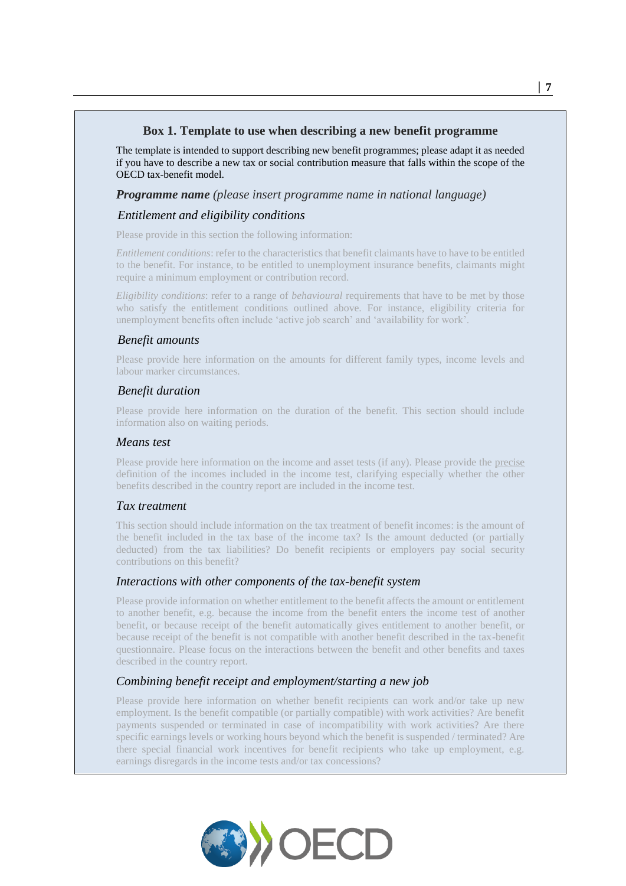### Box 1. Template to use when describing a new benefit programme

The template is intended to support describing new benefit programmes; please adapt it as needed if you have to describe a new tax or social contribution measure that falls within the scope of the OECD tax-benefit model.

***Programme name** (please insert programme name in national language)*

#### *Entitlement and eligibility conditions*

Please provide in this section the following information:

*Entitlement conditions*: refer to the characteristics that benefit claimants have to have to be entitled to the benefit. For instance, to be entitled to unemployment insurance benefits, claimants might require a minimum employment or contribution record.

*Eligibility conditions*: refer to a range of *behavioural* requirements that have to be met by those who satisfy the entitlement conditions outlined above. For instance, eligibility criteria for unemployment benefits often include 'active job search' and 'availability for work'.

#### *Benefit amounts*

Please provide here information on the amounts for different family types, income levels and labour marker circumstances.

#### *Benefit duration*

Please provide here information on the duration of the benefit. This section should include information also on waiting periods.

#### *Means test*

Please provide here information on the income and asset tests (if any). Please provide the precise definition of the incomes included in the income test, clarifying especially whether the other benefits described in the country report are included in the income test.

#### *Tax treatment*

This section should include information on the tax treatment of benefit incomes: is the amount of the benefit included in the tax base of the income tax? Is the amount deducted (or partially deducted) from the tax liabilities? Do benefit recipients or employers pay social security contributions on this benefit?

#### *Interactions with other components of the tax-benefit system*

Please provide information on whether entitlement to the benefit affects the amount or entitlement to another benefit, e.g. because the income from the benefit enters the income test of another benefit, or because receipt of the benefit automatically gives entitlement to another benefit, or because receipt of the benefit is not compatible with another benefit described in the tax-benefit questionnaire. Please focus on the interactions between the benefit and other benefits and taxes described in the country report.

#### *Combining benefit receipt and employment/starting a new job*

Please provide here information on whether benefit recipients can work and/or take up new employment. Is the benefit compatible (or partially compatible) with work activities? Are benefit payments suspended or terminated in case of incompatibility with work activities? Are there specific earnings levels or working hours beyond which the benefit is suspended / terminated? Are there special financial work incentives for benefit recipients who take up employment, e.g. earnings disregards in the income tests and/or tax concessions?